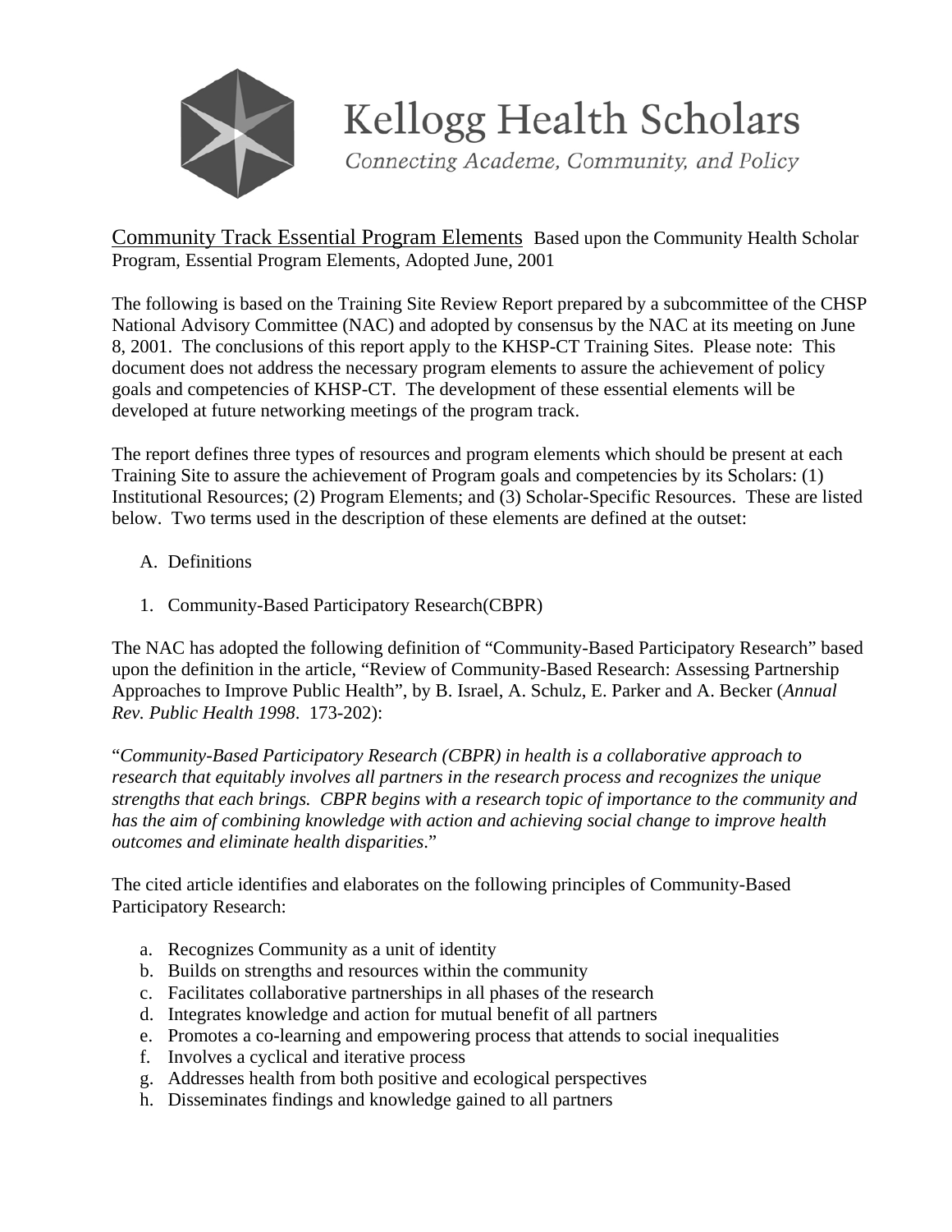# Kellogg Health Scholars

*Connecting Academe, Community, and Policy*

Community Track Essential Program Elements Based upon the Community Health Scholar Program, Essential Program Elements, Adopted June, 2001

The following is based on the Training Site Review Report prepared by a subcommittee of the CHSP National Advisory Committee (NAC) and adopted by consensus by the NAC at its meeting on June 8, 2001. The conclusions of this report apply to the KHSP-CT Training Sites. Please note: This document does not address the necessary program elements to assure the achievement of policy goals and competencies of KHSP-CT. The development of these essential elements will be developed at future networking meetings of the program track.

The report defines three types of resources and program elements which should be present at each Training Site to assure the achievement of Program goals and competencies by its Scholars: (1) Institutional Resources; (2) Program Elements; and (3) Scholar-Specific Resources. These are listed below. Two terms used in the description of these elements are defined at the outset:

A. Definitions

1. Community-Based Participatory Research(CBPR)

The NAC has adopted the following definition of "Community-Based Participatory Research" based upon the definition in the article, "Review of Community-Based Research: Assessing Partnership Approaches to Improve Public Health", by B. Israel, A. Schulz, E. Parker and A. Becker (*Annual Rev. Public Health 1998*. 173-202):

"*Community-Based Participatory Research (CBPR) in health is a collaborative approach to research that equitably involves all partners in the research process and recognizes the unique strengths that each brings. CBPR begins with a research topic of importance to the community and has the aim of combining knowledge with action and achieving social change to improve health outcomes and eliminate health disparities*."

The cited article identifies and elaborates on the following principles of Community-Based Participatory Research:

a. Recognizes Community as a unit of identity
b. Builds on strengths and resources within the community
c. Facilitates collaborative partnerships in all phases of the research
d. Integrates knowledge and action for mutual benefit of all partners
e. Promotes a co-learning and empowering process that attends to social inequalities
f. Involves a cyclical and iterative process
g. Addresses health from both positive and ecological perspectives
h. Disseminates findings and knowledge gained to all partners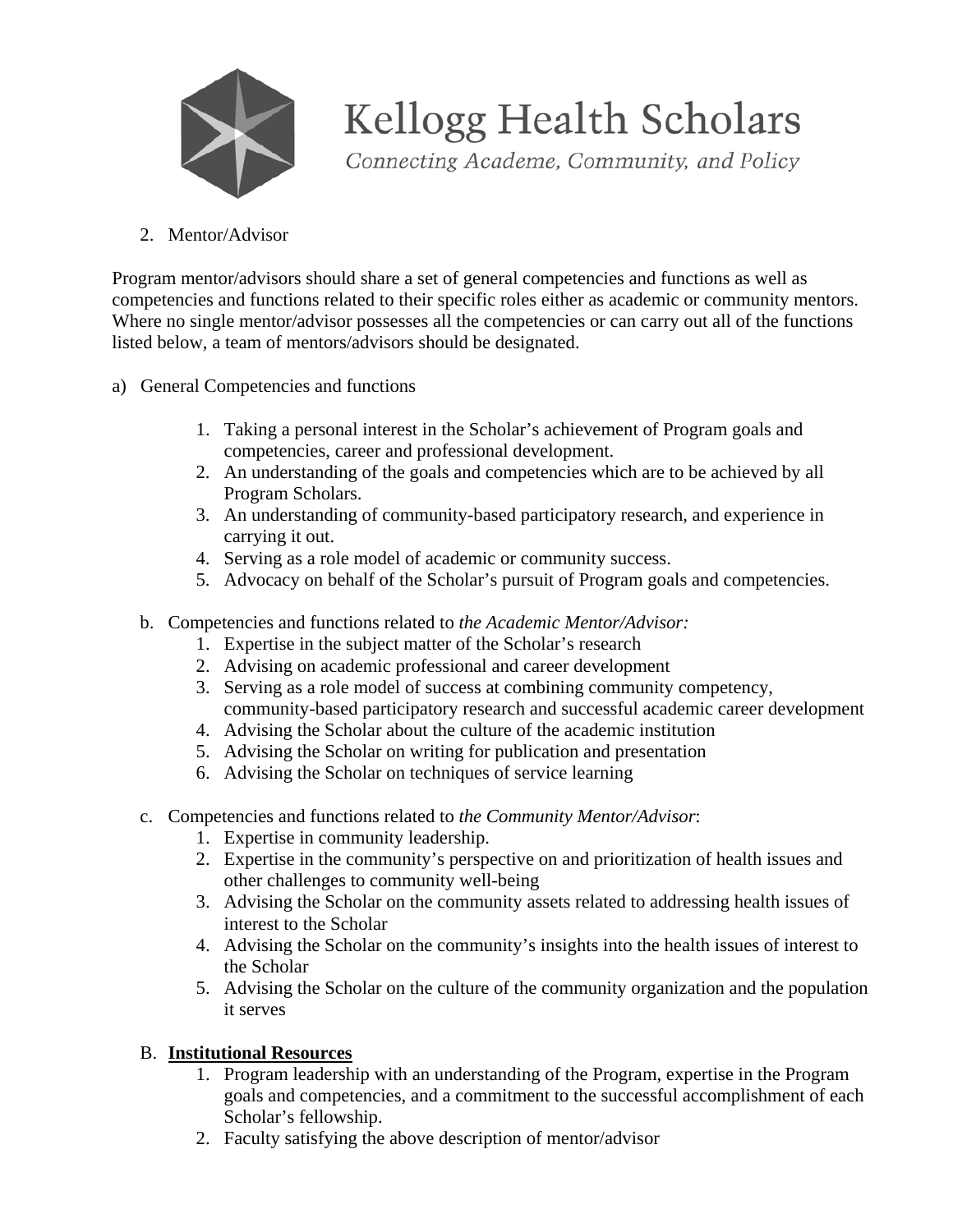2. Mentor/Advisor

Program mentor/advisors should share a set of general competencies and functions as well as competencies and functions related to their specific roles either as academic or community mentors. Where no single mentor/advisor possesses all the competencies or can carry out all of the functions listed below, a team of mentors/advisors should be designated.

a) General Competencies and functions

1. Taking a personal interest in the Scholar's achievement of Program goals and competencies, career and professional development.
2. An understanding of the goals and competencies which are to be achieved by all Program Scholars.
3. An understanding of community-based participatory research, and experience in carrying it out.
4. Serving as a role model of academic or community success.
5. Advocacy on behalf of the Scholar's pursuit of Program goals and competencies.

b. Competencies and functions related to *the Academic Mentor/Advisor:*
   1. Expertise in the subject matter of the Scholar's research
   2. Advising on academic professional and career development
   3. Serving as a role model of success at combining community competency, community-based participatory research and successful academic career development
   4. Advising the Scholar about the culture of the academic institution
   5. Advising the Scholar on writing for publication and presentation
   6. Advising the Scholar on techniques of service learning

c. Competencies and functions related to *the Community Mentor/Advisor*:
   1. Expertise in community leadership.
   2. Expertise in the community's perspective on and prioritization of health issues and other challenges to community well-being
   3. Advising the Scholar on the community assets related to addressing health issues of interest to the Scholar
   4. Advising the Scholar on the community's insights into the health issues of interest to the Scholar
   5. Advising the Scholar on the culture of the community organization and the population it serves

B. **<u>Institutional Resources</u>**
   1. Program leadership with an understanding of the Program, expertise in the Program goals and competencies, and a commitment to the successful accomplishment of each Scholar's fellowship.
   2. Faculty satisfying the above description of mentor/advisor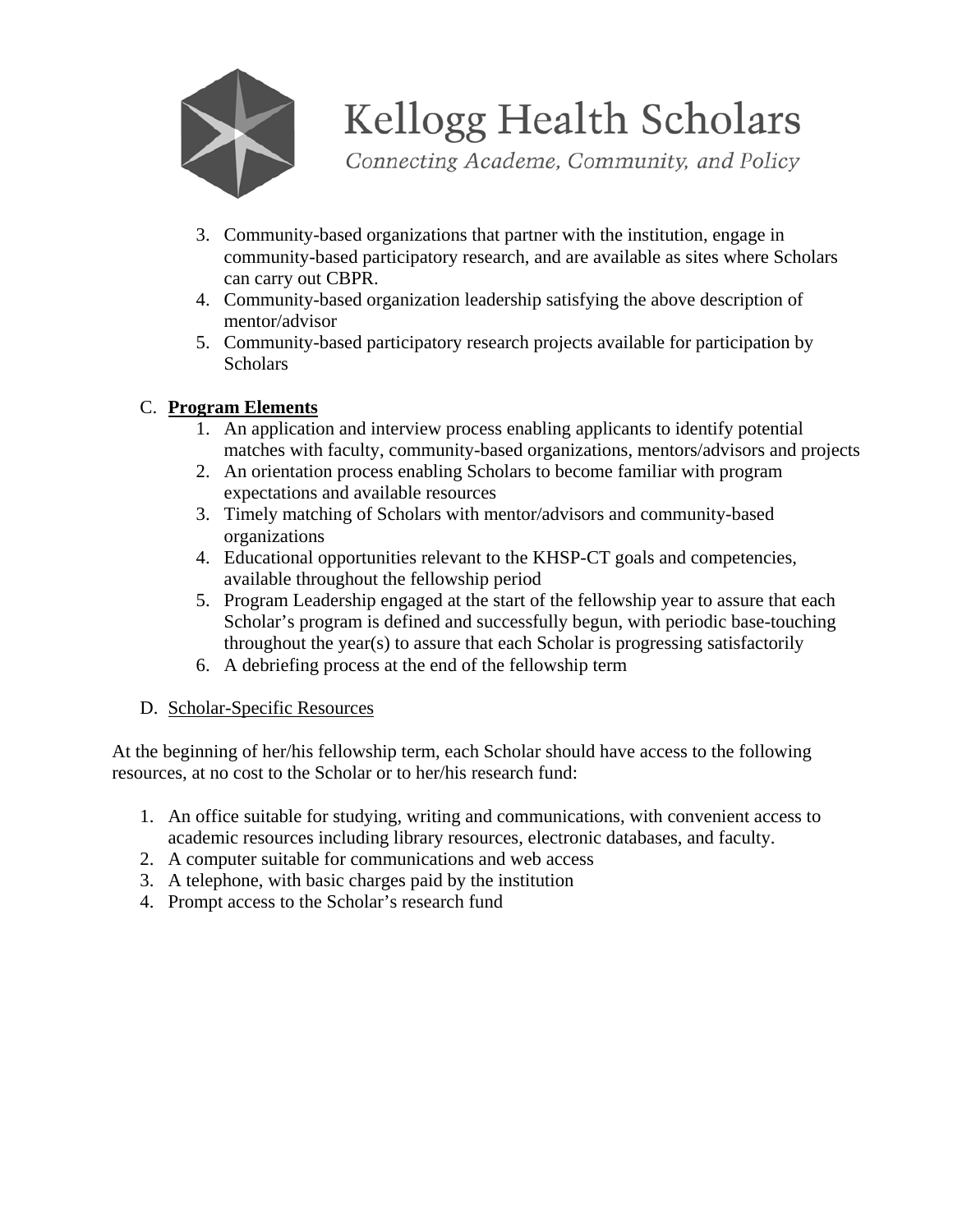3. Community-based organizations that partner with the institution, engage in community-based participatory research, and are available as sites where Scholars can carry out CBPR.
4. Community-based organization leadership satisfying the above description of mentor/advisor
5. Community-based participatory research projects available for participation by Scholars

C. **<u>Program Elements</u>**

1. An application and interview process enabling applicants to identify potential matches with faculty, community-based organizations, mentors/advisors and projects
2. An orientation process enabling Scholars to become familiar with program expectations and available resources
3. Timely matching of Scholars with mentor/advisors and community-based organizations
4. Educational opportunities relevant to the KHSP-CT goals and competencies, available throughout the fellowship period
5. Program Leadership engaged at the start of the fellowship year to assure that each Scholar's program is defined and successfully begun, with periodic base-touching throughout the year(s) to assure that each Scholar is progressing satisfactorily
6. A debriefing process at the end of the fellowship term

D. <u>Scholar-Specific Resources</u>

At the beginning of her/his fellowship term, each Scholar should have access to the following resources, at no cost to the Scholar or to her/his research fund:

1. An office suitable for studying, writing and communications, with convenient access to academic resources including library resources, electronic databases, and faculty.
2. A computer suitable for communications and web access
3. A telephone, with basic charges paid by the institution
4. Prompt access to the Scholar's research fund